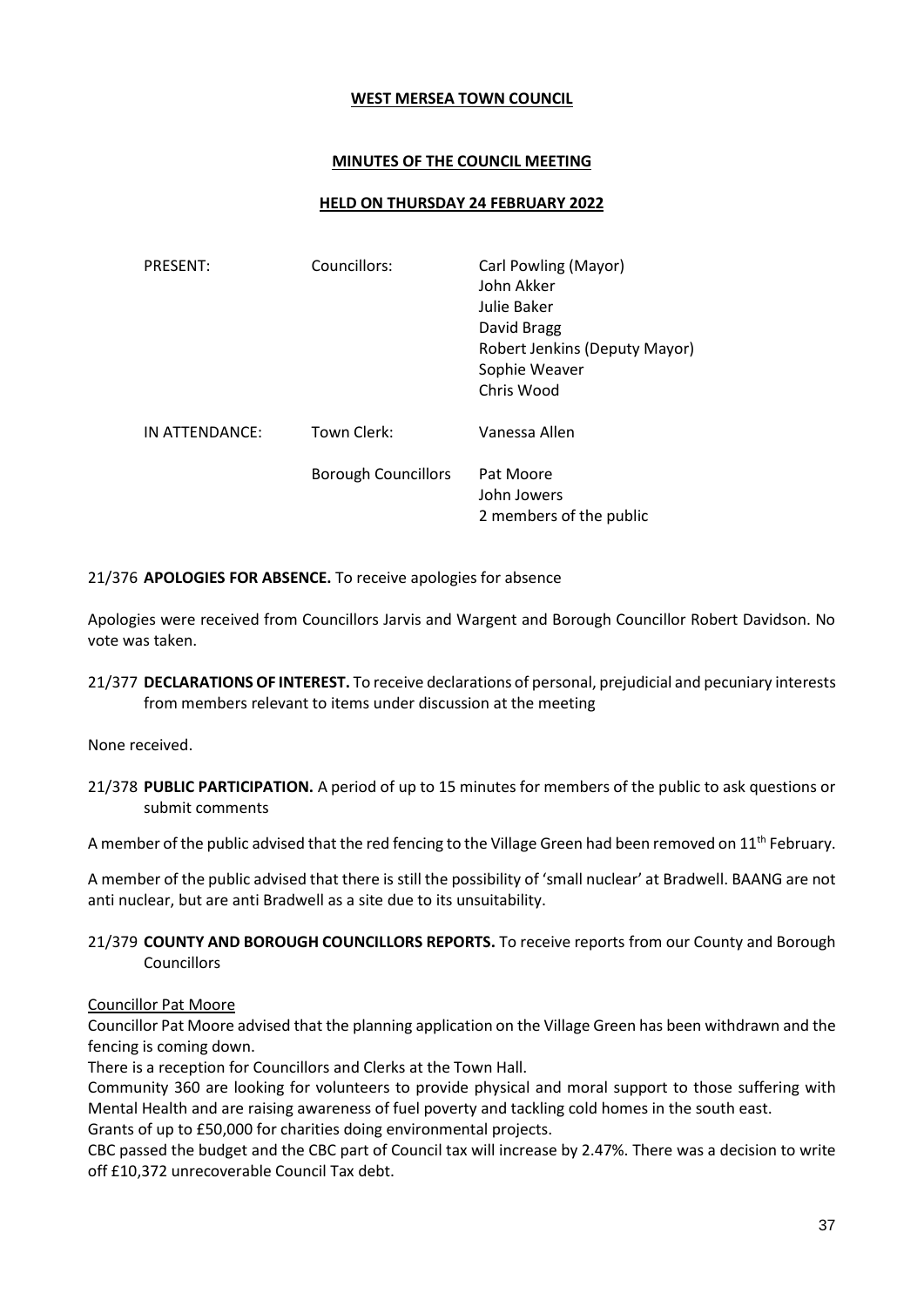**WEST MERSEA TOWN COUNCIL**

**MINUTES OF THE COUNCIL MEETING**

**HELD ON THURSDAY 24 FEBRUARY 2022**

| PRESENT: | Councillors: | Carl Powling (Mayor) |
|---|---|---|
| | | John Akker |
| | | Julie Baker |
| | | David Bragg |
| | | Robert Jenkins (Deputy Mayor) |
| | | Sophie Weaver |
| | | Chris Wood |
| IN ATTENDANCE: | Town Clerk: | Vanessa Allen |
| | Borough Councillors | Pat Moore |
| | | John Jowers |
| | | 2 members of the public |

21/376 **APOLOGIES FOR ABSENCE.** To receive apologies for absence

Apologies were received from Councillors Jarvis and Wargent and Borough Councillor Robert Davidson. No vote was taken.

21/377 **DECLARATIONS OF INTEREST.** To receive declarations of personal, prejudicial and pecuniary interests from members relevant to items under discussion at the meeting

None received.

21/378 **PUBLIC PARTICIPATION.** A period of up to 15 minutes for members of the public to ask questions or submit comments

A member of the public advised that the red fencing to the Village Green had been removed on 11th February.

A member of the public advised that there is still the possibility of 'small nuclear' at Bradwell. BAANG are not anti nuclear, but are anti Bradwell as a site due to its unsuitability.

21/379 **COUNTY AND BOROUGH COUNCILLORS REPORTS.** To receive reports from our County and Borough Councillors

Councillor Pat Moore

Councillor Pat Moore advised that the planning application on the Village Green has been withdrawn and the fencing is coming down.

There is a reception for Councillors and Clerks at the Town Hall.

Community 360 are looking for volunteers to provide physical and moral support to those suffering with Mental Health and are raising awareness of fuel poverty and tackling cold homes in the south east.

Grants of up to £50,000 for charities doing environmental projects.

CBC passed the budget and the CBC part of Council tax will increase by 2.47%. There was a decision to write off £10,372 unrecoverable Council Tax debt.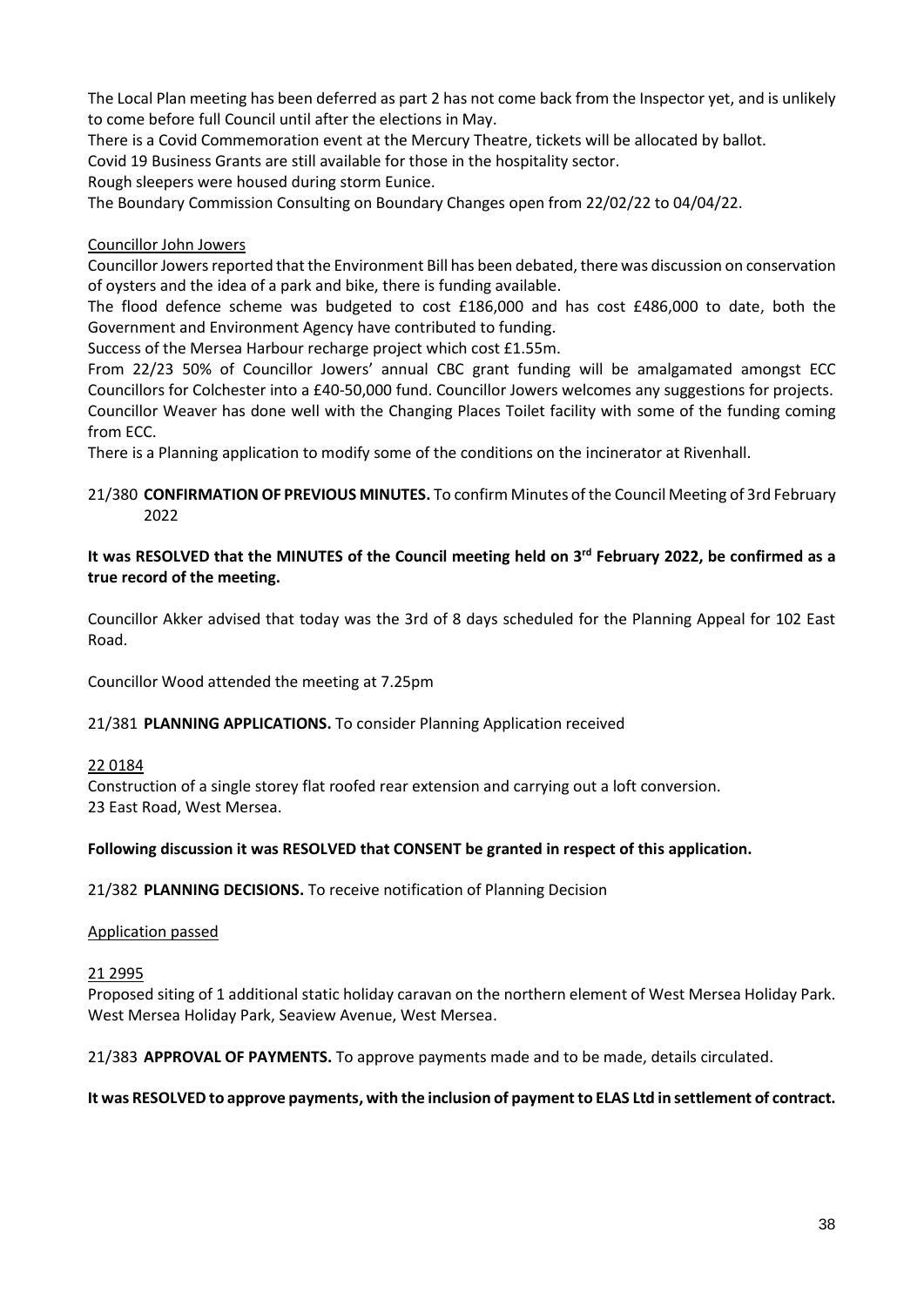The Local Plan meeting has been deferred as part 2 has not come back from the Inspector yet, and is unlikely to come before full Council until after the elections in May.
There is a Covid Commemoration event at the Mercury Theatre, tickets will be allocated by ballot.
Covid 19 Business Grants are still available for those in the hospitality sector.
Rough sleepers were housed during storm Eunice.
The Boundary Commission Consulting on Boundary Changes open from 22/02/22 to 04/04/22.

Councillor John Jowers

Councillor Jowers reported that the Environment Bill has been debated, there was discussion on conservation of oysters and the idea of a park and bike, there is funding available.
The flood defence scheme was budgeted to cost £186,000 and has cost £486,000 to date, both the Government and Environment Agency have contributed to funding.
Success of the Mersea Harbour recharge project which cost £1.55m.
From 22/23 50% of Councillor Jowers' annual CBC grant funding will be amalgamated amongst ECC Councillors for Colchester into a £40-50,000 fund. Councillor Jowers welcomes any suggestions for projects.
Councillor Weaver has done well with the Changing Places Toilet facility with some of the funding coming from ECC.
There is a Planning application to modify some of the conditions on the incinerator at Rivenhall.

21/380 **CONFIRMATION OF PREVIOUS MINUTES.** To confirm Minutes of the Council Meeting of 3rd February 2022

**It was RESOLVED that the MINUTES of the Council meeting held on 3rd February 2022, be confirmed as a true record of the meeting.**

Councillor Akker advised that today was the 3rd of 8 days scheduled for the Planning Appeal for 102 East Road.

Councillor Wood attended the meeting at 7.25pm

21/381 **PLANNING APPLICATIONS.** To consider Planning Application received

22 0184

Construction of a single storey flat roofed rear extension and carrying out a loft conversion.
23 East Road, West Mersea.

**Following discussion it was RESOLVED that CONSENT be granted in respect of this application.**

21/382 **PLANNING DECISIONS.** To receive notification of Planning Decision

Application passed

21 2995

Proposed siting of 1 additional static holiday caravan on the northern element of West Mersea Holiday Park.
West Mersea Holiday Park, Seaview Avenue, West Mersea.

21/383 **APPROVAL OF PAYMENTS.** To approve payments made and to be made, details circulated.

**It was RESOLVED to approve payments, with the inclusion of payment to ELAS Ltd in settlement of contract.**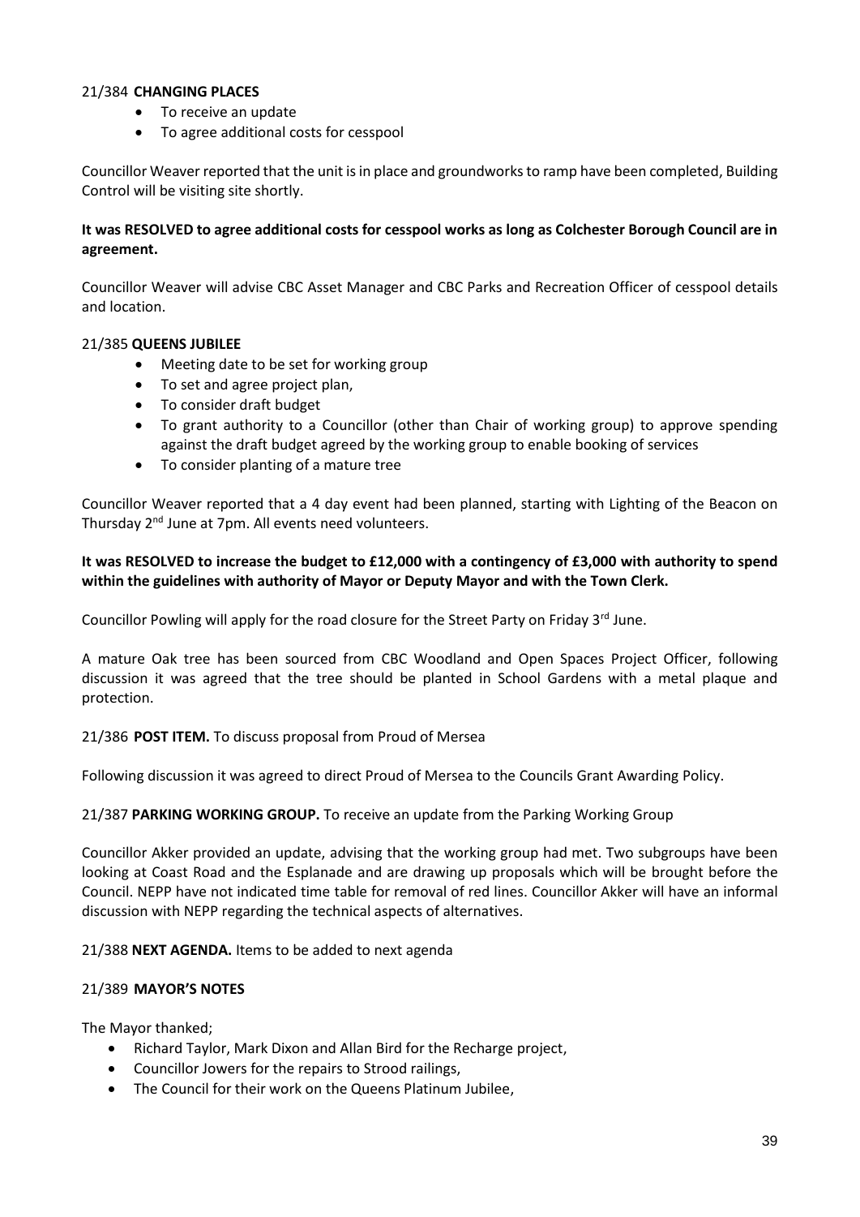21/384 **CHANGING PLACES**

- To receive an update
- To agree additional costs for cesspool

Councillor Weaver reported that the unit is in place and groundworks to ramp have been completed, Building Control will be visiting site shortly.

**It was RESOLVED to agree additional costs for cesspool works as long as Colchester Borough Council are in agreement.**

Councillor Weaver will advise CBC Asset Manager and CBC Parks and Recreation Officer of cesspool details and location.

21/385 **QUEENS JUBILEE**

- Meeting date to be set for working group
- To set and agree project plan,
- To consider draft budget
- To grant authority to a Councillor (other than Chair of working group) to approve spending against the draft budget agreed by the working group to enable booking of services
- To consider planting of a mature tree

Councillor Weaver reported that a 4 day event had been planned, starting with Lighting of the Beacon on Thursday 2nd June at 7pm. All events need volunteers.

**It was RESOLVED to increase the budget to £12,000 with a contingency of £3,000 with authority to spend within the guidelines with authority of Mayor or Deputy Mayor and with the Town Clerk.**

Councillor Powling will apply for the road closure for the Street Party on Friday 3rd June.

A mature Oak tree has been sourced from CBC Woodland and Open Spaces Project Officer, following discussion it was agreed that the tree should be planted in School Gardens with a metal plaque and protection.

21/386 **POST ITEM.** To discuss proposal from Proud of Mersea

Following discussion it was agreed to direct Proud of Mersea to the Councils Grant Awarding Policy.

21/387 **PARKING WORKING GROUP.** To receive an update from the Parking Working Group

Councillor Akker provided an update, advising that the working group had met. Two subgroups have been looking at Coast Road and the Esplanade and are drawing up proposals which will be brought before the Council. NEPP have not indicated time table for removal of red lines. Councillor Akker will have an informal discussion with NEPP regarding the technical aspects of alternatives.

21/388 **NEXT AGENDA.** Items to be added to next agenda

21/389 **MAYOR'S NOTES**

The Mayor thanked;

- Richard Taylor, Mark Dixon and Allan Bird for the Recharge project,
- Councillor Jowers for the repairs to Strood railings,
- The Council for their work on the Queens Platinum Jubilee,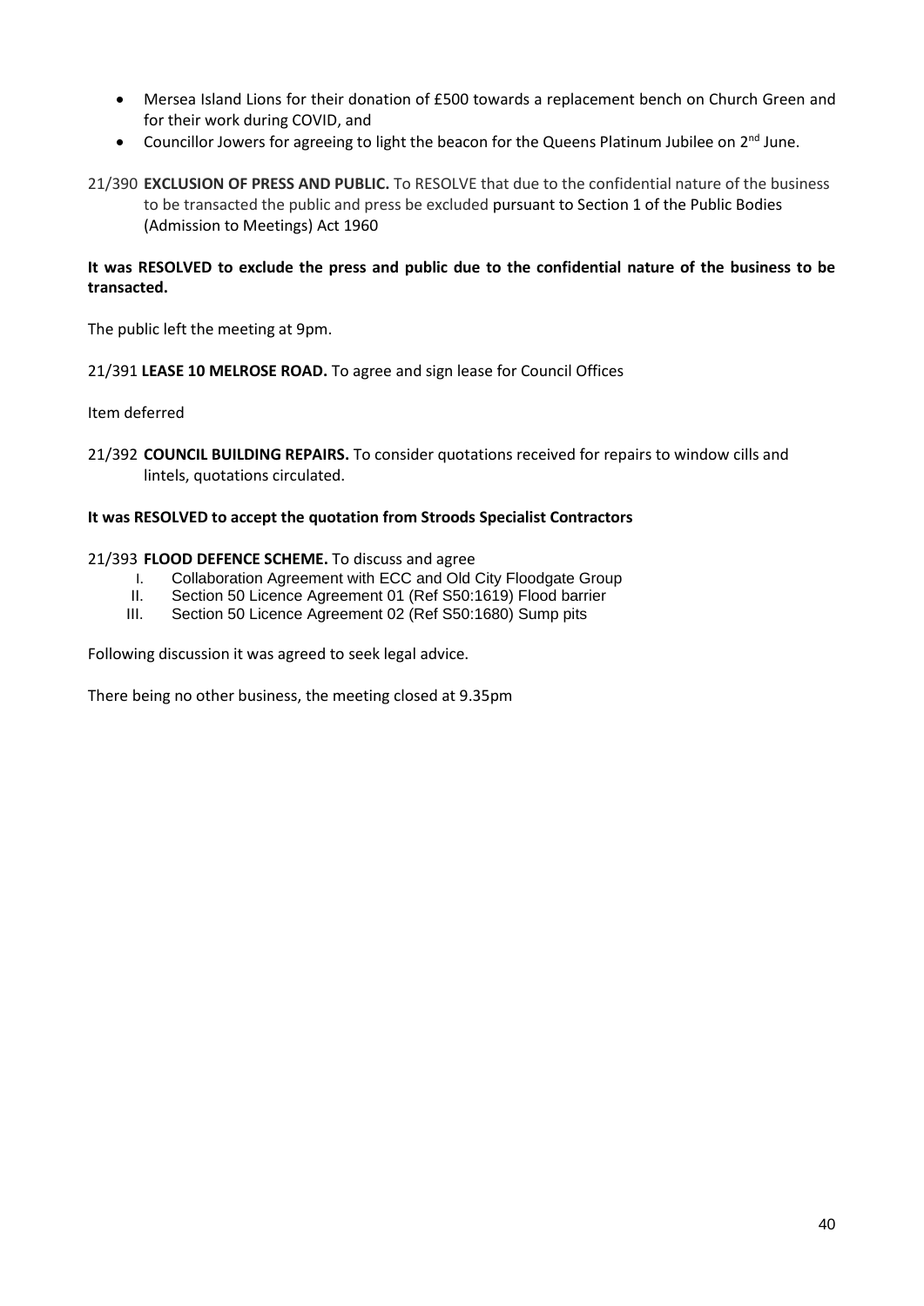- Mersea Island Lions for their donation of £500 towards a replacement bench on Church Green and for their work during COVID, and
- Councillor Jowers for agreeing to light the beacon for the Queens Platinum Jubilee on 2nd June.

21/390 **EXCLUSION OF PRESS AND PUBLIC.** To RESOLVE that due to the confidential nature of the business to be transacted the public and press be excluded pursuant to Section 1 of the Public Bodies (Admission to Meetings) Act 1960

**It was RESOLVED to exclude the press and public due to the confidential nature of the business to be transacted.**

The public left the meeting at 9pm.

21/391 **LEASE 10 MELROSE ROAD.** To agree and sign lease for Council Offices

Item deferred

21/392 **COUNCIL BUILDING REPAIRS.** To consider quotations received for repairs to window cills and lintels, quotations circulated.

**It was RESOLVED to accept the quotation from Stroods Specialist Contractors**

21/393 **FLOOD DEFENCE SCHEME.** To discuss and agree

I. Collaboration Agreement with ECC and Old City Floodgate Group
II. Section 50 Licence Agreement 01 (Ref S50:1619) Flood barrier
III. Section 50 Licence Agreement 02 (Ref S50:1680) Sump pits

Following discussion it was agreed to seek legal advice.

There being no other business, the meeting closed at 9.35pm